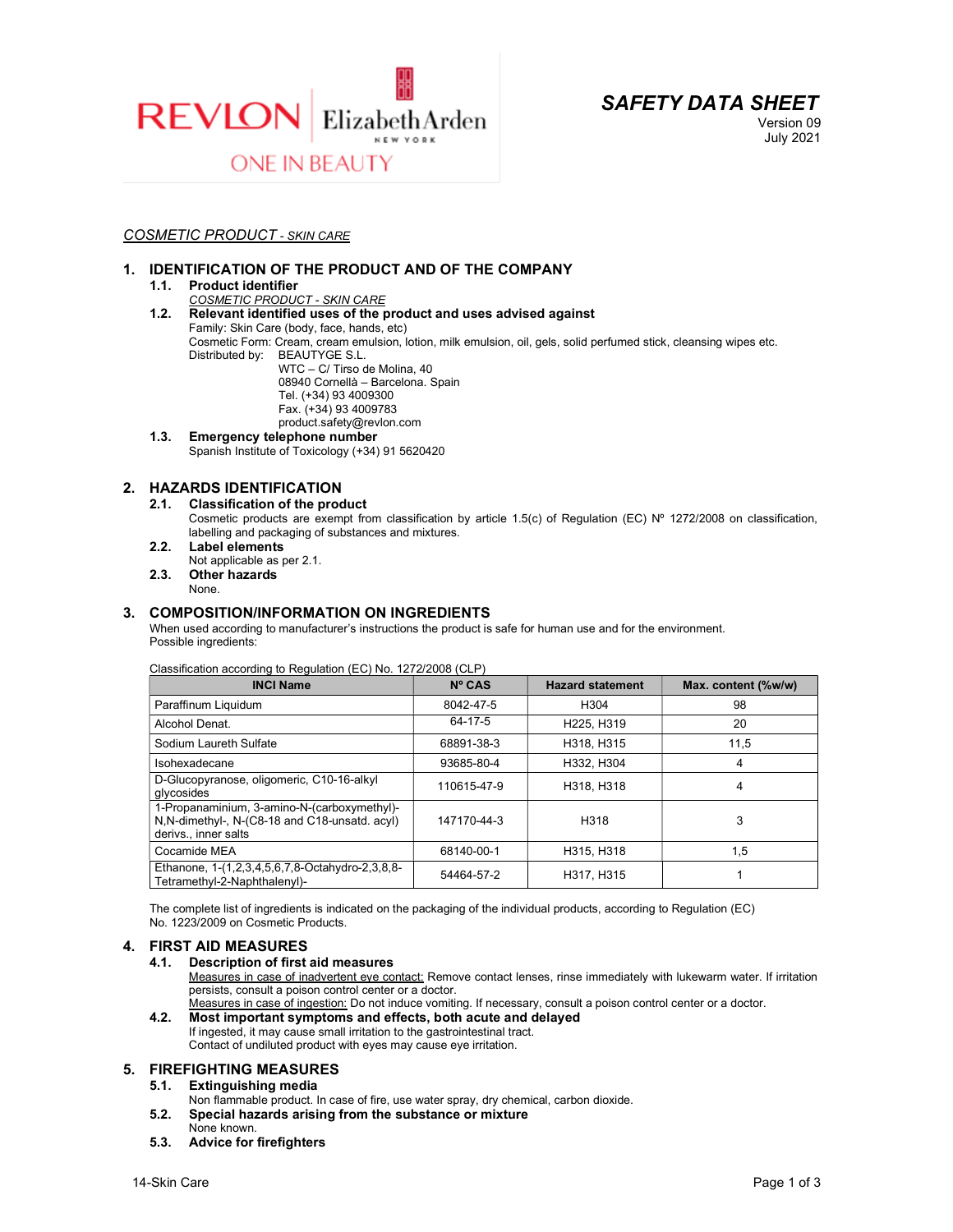# SAFETY DATA SHEET

Version 09
July 2021

*COSMETIC PRODUCT - SKIN CARE*

## 1. IDENTIFICATION OF THE PRODUCT AND OF THE COMPANY

### 1.1. Product identifier

*COSMETIC PRODUCT - SKIN CARE*

### 1.2. Relevant identified uses of the product and uses advised against

Family: Skin Care (body, face, hands, etc)
Cosmetic Form: Cream, cream emulsion, lotion, milk emulsion, oil, gels, solid perfumed stick, cleansing wipes etc.
Distributed by: BEAUTYGE S.L.
WTC – C/ Tirso de Molina, 40
08940 Cornellà – Barcelona. Spain
Tel. (+34) 93 4009300
Fax. (+34) 93 4009783
product.safety@revlon.com

### 1.3. Emergency telephone number

Spanish Institute of Toxicology (+34) 91 5620420

## 2. HAZARDS IDENTIFICATION

### 2.1. Classification of the product

Cosmetic products are exempt from classification by article 1.5(c) of Regulation (EC) Nº 1272/2008 on classification, labelling and packaging of substances and mixtures.

### 2.2. Label elements

Not applicable as per 2.1.

### 2.3. Other hazards

None.

## 3. COMPOSITION/INFORMATION ON INGREDIENTS

When used according to manufacturer's instructions the product is safe for human use and for the environment.
Possible ingredients:

Classification according to Regulation (EC) No. 1272/2008 (CLP)

| INCI Name | Nº CAS | Hazard statement | Max. content (%w/w) |
|---|---|---|---|
| Paraffinum Liquidum | 8042-47-5 | H304 | 98 |
| Alcohol Denat. | 64-17-5 | H225, H319 | 20 |
| Sodium Laureth Sulfate | 68891-38-3 | H318, H315 | 11,5 |
| Isohexadecane | 93685-80-4 | H332, H304 | 4 |
| D-Glucopyranose, oligomeric, C10-16-alkyl glycosides | 110615-47-9 | H318, H318 | 4 |
| 1-Propanaminium, 3-amino-N-(carboxymethyl)-N,N-dimethyl-, N-(C8-18 and C18-unsatd. acyl) derivs., inner salts | 147170-44-3 | H318 | 3 |
| Cocamide MEA | 68140-00-1 | H315, H318 | 1,5 |
| Ethanone, 1-(1,2,3,4,5,6,7,8-Octahydro-2,3,8,8-Tetramethyl-2-Naphthalenyl)- | 54464-57-2 | H317, H315 | 1 |

The complete list of ingredients is indicated on the packaging of the individual products, according to Regulation (EC) No. 1223/2009 on Cosmetic Products.

## 4. FIRST AID MEASURES

### 4.1. Description of first aid measures

Measures in case of inadvertent eye contact: Remove contact lenses, rinse immediately with lukewarm water. If irritation persists, consult a poison control center or a doctor.
Measures in case of ingestion: Do not induce vomiting. If necessary, consult a poison control center or a doctor.

### 4.2. Most important symptoms and effects, both acute and delayed

If ingested, it may cause small irritation to the gastrointestinal tract.
Contact of undiluted product with eyes may cause eye irritation.

## 5. FIREFIGHTING MEASURES

### 5.1. Extinguishing media

Non flammable product. In case of fire, use water spray, dry chemical, carbon dioxide.

### 5.2. Special hazards arising from the substance or mixture

None known.

### 5.3. Advice for firefighters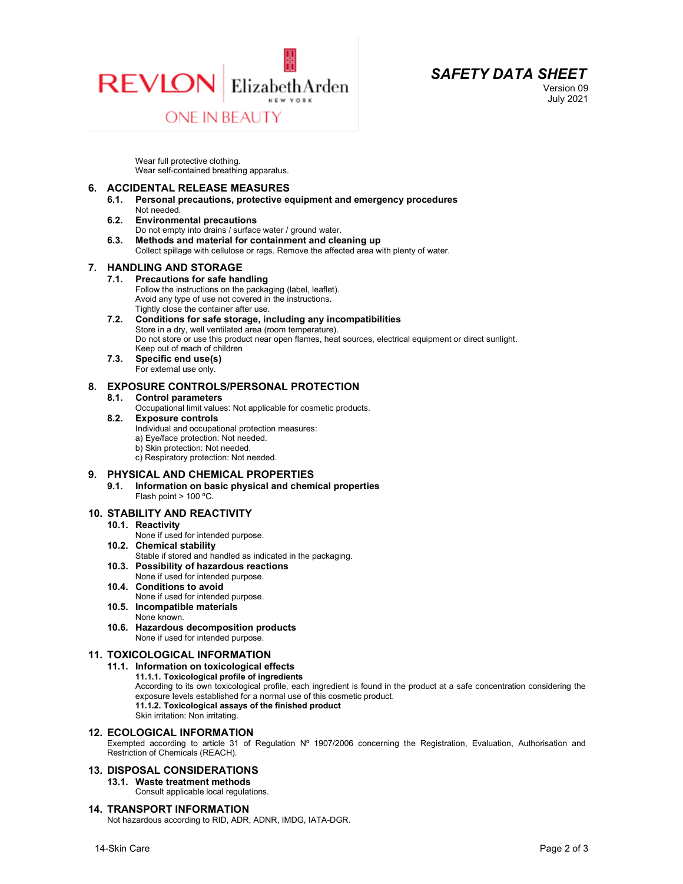Wear full protective clothing.
Wear self-contained breathing apparatus.

## 6. ACCIDENTAL RELEASE MEASURES

### 6.1. Personal precautions, protective equipment and emergency procedures

Not needed.

### 6.2. Environmental precautions

Do not empty into drains / surface water / ground water.

### 6.3. Methods and material for containment and cleaning up

Collect spillage with cellulose or rags. Remove the affected area with plenty of water.

## 7. HANDLING AND STORAGE

### 7.1. Precautions for safe handling

Follow the instructions on the packaging (label, leaflet).
Avoid any type of use not covered in the instructions.
Tightly close the container after use.

### 7.2. Conditions for safe storage, including any incompatibilities

Store in a dry, well ventilated area (room temperature).
Do not store or use this product near open flames, heat sources, electrical equipment or direct sunlight.
Keep out of reach of children

### 7.3. Specific end use(s)

For external use only.

## 8. EXPOSURE CONTROLS/PERSONAL PROTECTION

### 8.1. Control parameters

Occupational limit values: Not applicable for cosmetic products.

### 8.2. Exposure controls

Individual and occupational protection measures:
a) Eye/face protection: Not needed.
b) Skin protection: Not needed.
c) Respiratory protection: Not needed.

## 9. PHYSICAL AND CHEMICAL PROPERTIES

### 9.1. Information on basic physical and chemical properties

Flash point > 100 ºC.

## 10. STABILITY AND REACTIVITY

### 10.1. Reactivity

None if used for intended purpose.

### 10.2. Chemical stability

Stable if stored and handled as indicated in the packaging.

### 10.3. Possibility of hazardous reactions

None if used for intended purpose.

### 10.4. Conditions to avoid

None if used for intended purpose.

### 10.5. Incompatible materials

None known.

### 10.6. Hazardous decomposition products

None if used for intended purpose.

## 11. TOXICOLOGICAL INFORMATION

### 11.1. Information on toxicological effects

**11.1.1. Toxicological profile of ingredients**

According to its own toxicological profile, each ingredient is found in the product at a safe concentration considering the exposure levels established for a normal use of this cosmetic product.

**11.1.2. Toxicological assays of the finished product**

Skin irritation: Non irritating.

## 12. ECOLOGICAL INFORMATION

Exempted according to article 31 of Regulation Nº 1907/2006 concerning the Registration, Evaluation, Authorisation and Restriction of Chemicals (REACH).

## 13. DISPOSAL CONSIDERATIONS

### 13.1. Waste treatment methods

Consult applicable local regulations.

## 14. TRANSPORT INFORMATION

Not hazardous according to RID, ADR, ADNR, IMDG, IATA-DGR.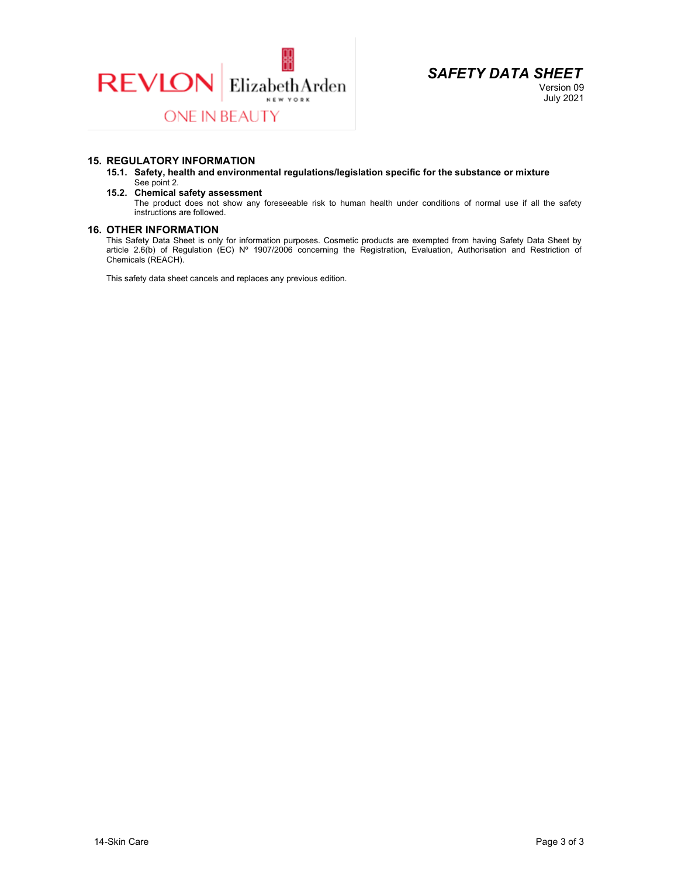## 15. REGULATORY INFORMATION

### 15.1. Safety, health and environmental regulations/legislation specific for the substance or mixture

See point 2.

### 15.2. Chemical safety assessment

The product does not show any foreseeable risk to human health under conditions of normal use if all the safety instructions are followed.

## 16. OTHER INFORMATION

This Safety Data Sheet is only for information purposes. Cosmetic products are exempted from having Safety Data Sheet by article 2.6(b) of Regulation (EC) Nº 1907/2006 concerning the Registration, Evaluation, Authorisation and Restriction of Chemicals (REACH).

This safety data sheet cancels and replaces any previous edition.